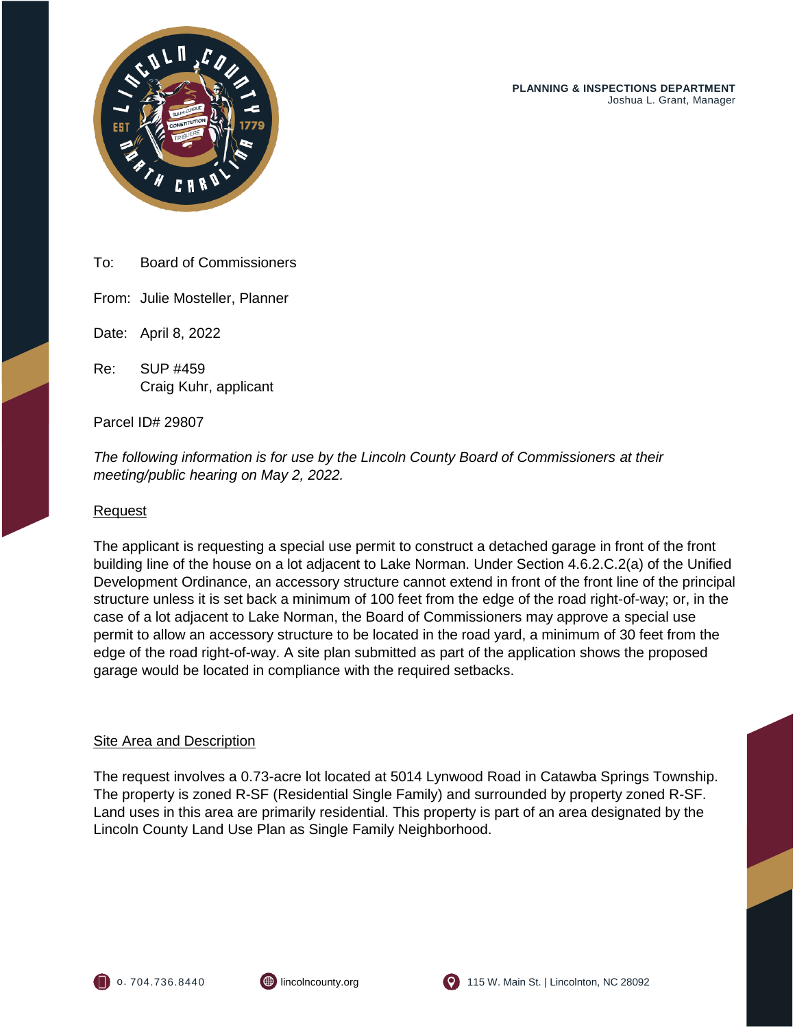**PLANNING & INSPECTIONS DEPARTMENT**
Joshua L. Grant, Manager

To: Board of Commissioners

From: Julie Mosteller, Planner

Date: April 8, 2022

Re: SUP #459
Craig Kuhr, applicant

Parcel ID# 29807

*The following information is for use by the Lincoln County Board of Commissioners at their meeting/public hearing on May 2, 2022.*

## Request

The applicant is requesting a special use permit to construct a detached garage in front of the front building line of the house on a lot adjacent to Lake Norman. Under Section 4.6.2.C.2(a) of the Unified Development Ordinance, an accessory structure cannot extend in front of the front line of the principal structure unless it is set back a minimum of 100 feet from the edge of the road right-of-way; or, in the case of a lot adjacent to Lake Norman, the Board of Commissioners may approve a special use permit to allow an accessory structure to be located in the road yard, a minimum of 30 feet from the edge of the road right-of-way. A site plan submitted as part of the application shows the proposed garage would be located in compliance with the required setbacks.

## Site Area and Description

The request involves a 0.73-acre lot located at 5014 Lynwood Road in Catawba Springs Township. The property is zoned R-SF (Residential Single Family) and surrounded by property zoned R-SF. Land uses in this area are primarily residential. This property is part of an area designated by the Lincoln County Land Use Plan as Single Family Neighborhood.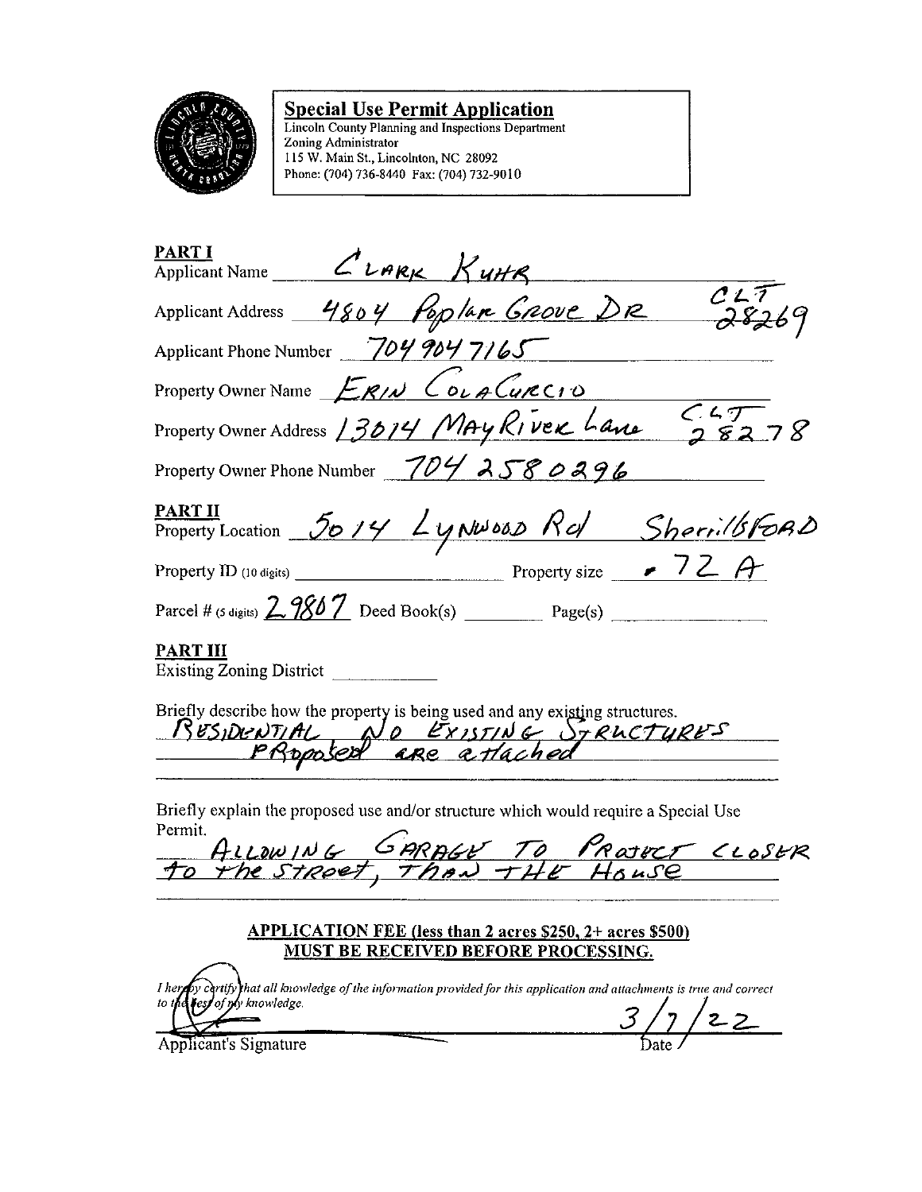## Special Use Permit Application

Lincoln County Planning and Inspections Department
Zoning Administrator
115 W. Main St., Lincolnton, NC 28092
Phone: (704) 736-8440 Fax: (704) 732-9010

**PART I**

Applicant Name CLARK KUHR

Applicant Address 4804 Poplar Grove DR CLT 28269

Applicant Phone Number 704 904 7165

Property Owner Name ERIN COLACURCIO

Property Owner Address 13014 MayRiver Lane CLT 28278

Property Owner Phone Number 704 258 0296

**PART II**

Property Location 5014 Lynwood Rd Sherrillsford

Property ID (10 digits) ____________ Property size .72 A

Parcel # (5 digits) 29807 Deed Book(s) ________ Page(s) ____________

**PART III**

Existing Zoning District ____________

Briefly describe how the property is being used and any existing structures.

RESIDENTIAL NO EXISTING STRUCTURES Proposed are attached

Briefly explain the proposed use and/or structure which would require a Special Use Permit.

ALLOWING GARAGE TO PROJECT CLOSER to the Street, than THE House

**APPLICATION FEE (less than 2 acres $250, 2+ acres $500) MUST BE RECEIVED BEFORE PROCESSING.**

*I hereby certify that all knowledge of the information provided for this application and attachments is true and correct to the best of my knowledge.*

Applicant's Signature ____________ Date 3/7/22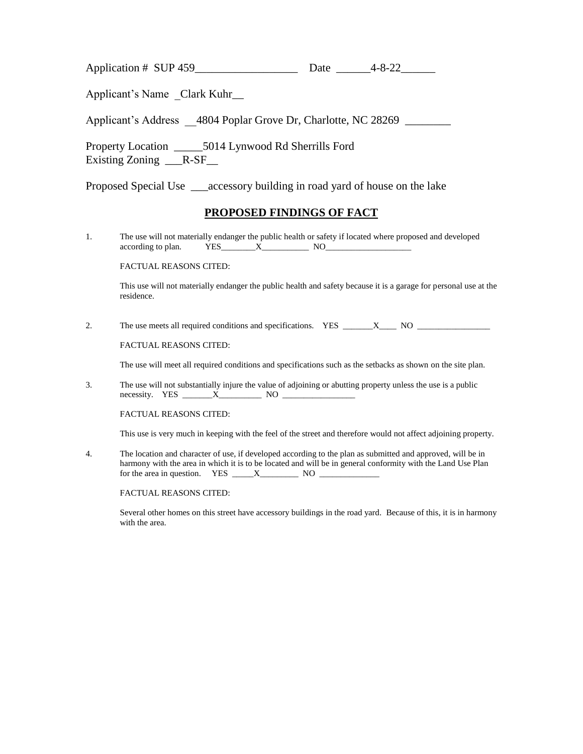Application # SUP 459__________________ Date ______4-8-22______

Applicant's Name _Clark Kuhr__

Applicant's Address __4804 Poplar Grove Dr, Charlotte, NC 28269 ________

Property Location _____5014 Lynwood Rd Sherrills Ford
Existing Zoning ___R-SF__

Proposed Special Use ___accessory building in road yard of house on the lake

## PROPOSED FINDINGS OF FACT

1. The use will not materially endanger the public health or safety if located where proposed and developed according to plan. YES________X___________ NO____________________

   FACTUAL REASONS CITED:

   This use will not materially endanger the public health and safety because it is a garage for personal use at the residence.

2. The use meets all required conditions and specifications. YES _______X____ NO _________________

   FACTUAL REASONS CITED:

   The use will meet all required conditions and specifications such as the setbacks as shown on the site plan.

3. The use will not substantially injure the value of adjoining or abutting property unless the use is a public necessity. YES _______X__________ NO _________________

   FACTUAL REASONS CITED:

   This use is very much in keeping with the feel of the street and therefore would not affect adjoining property.

4. The location and character of use, if developed according to the plan as submitted and approved, will be in harmony with the area in which it is to be located and will be in general conformity with the Land Use Plan for the area in question. YES _____X_________ NO ______________

   FACTUAL REASONS CITED:

   Several other homes on this street have accessory buildings in the road yard. Because of this, it is in harmony with the area.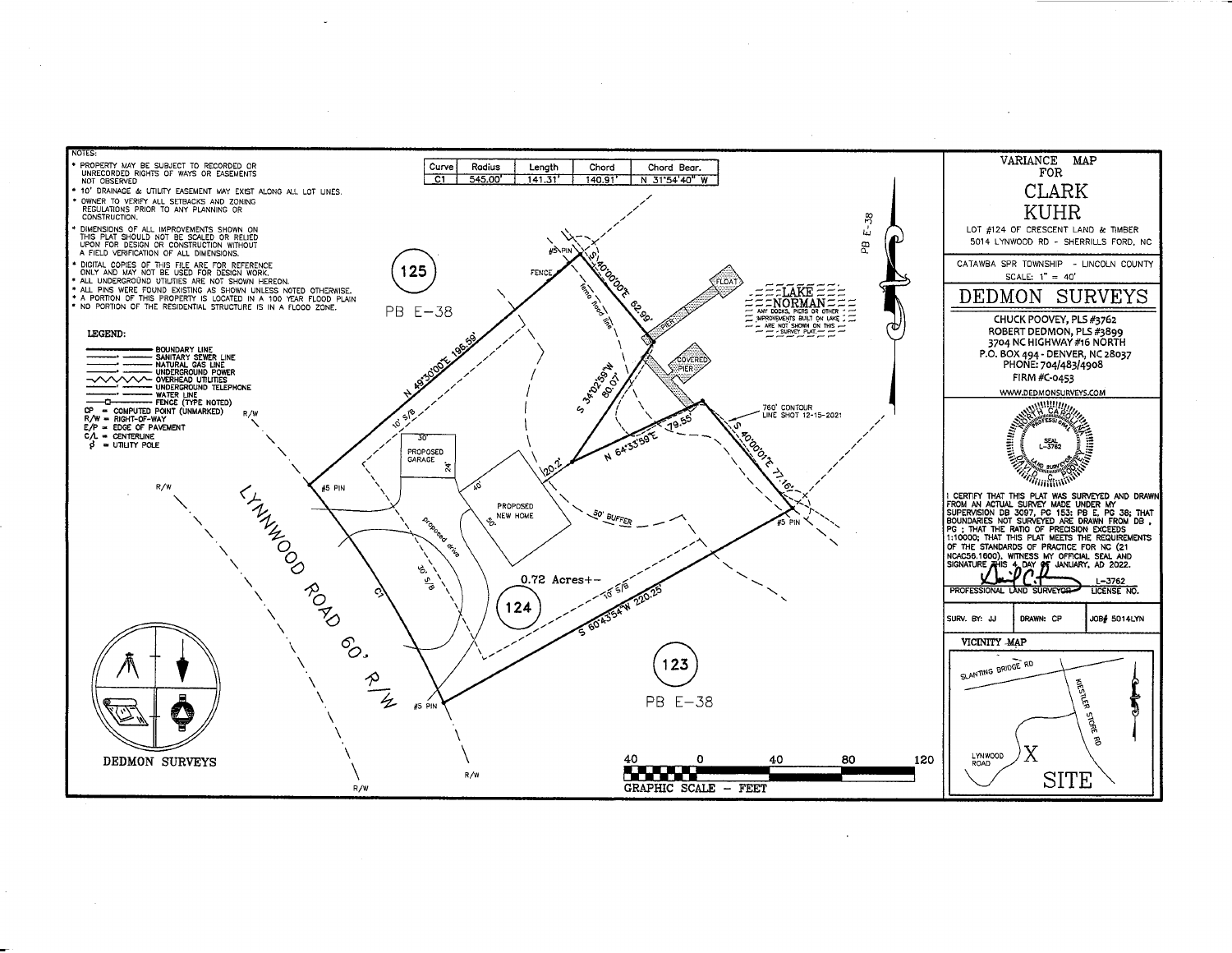NOTES:

- PROPERTY MAY BE SUBJECT TO RECORDED OR UNRECORDED RIGHTS OF WAYS OR EASEMENTS NOT OBSERVED
- 10' DRAINAGE & UTILITY EASEMENT MAY EXIST ALONG ALL LOT LINES.
- OWNER TO VERIFY ALL SETBACKS AND ZONING REGULATIONS PRIOR TO ANY PLANNING OR CONSTRUCTION.
- DIMENSIONS OF ALL IMPROVEMENTS SHOWN ON THIS PLAT SHOULD NOT BE SCALED OR RELIED UPON FOR DESIGN OR CONSTRUCTION WITHOUT A FIELD VERIFICATION OF ALL DIMENSIONS.
- DIGITAL COPIES OF THIS FILE ARE FOR REFERENCE ONLY AND MAY NOT BE USED FOR DESIGN WORK.
- ALL UNDERGROUND UTILITIES ARE NOT SHOWN HEREON.
- ALL PINS WERE FOUND EXISTING AS SHOWN UNLESS NOTED OTHERWISE.
- A PORTION OF THIS PROPERTY IS LOCATED IN A 100 YEAR FLOOD PLAIN
- NO PORTION OF THE RESIDENTIAL STRUCTURE IS IN A FLOOD ZONE.

LEGEND:

- BOUNDARY LINE
- SANITARY SEWER LINE
- NATURAL GAS LINE
- UNDERGROUND POWER
- OVERHEAD UTILITIES
- UNDERGROUND TELEPHONE
- WATER LINE
- FENCE (TYPE NOTED)
- CP = COMPUTED POINT (UNMARKED)
- R/W = RIGHT-OF-WAY
- E/P = EDGE OF PAVEMENT
- C/L = CENTERLINE
- UTILITY POLE

| Curve | Radius | Length | Chord | Chord Bear. |
|---|---|---|---|---|
| C1 | 545.00' | 141.31' | 140.91' | N 31°54'40" W |

125 PB E-38

124 — 0.72 Acres+-

123 PB E-38

LYNNWOOD ROAD 60' R/W

LAKE NORMAN — ANY DOCKS, PIERS OR OTHER IMPROVEMENTS BUILT ON LAKE ARE NOT SHOWN ON THIS SURVEY PLAT.

N 49°30'00"E 196.59' · S 40°00'00"E 62.99' · S 34°02'59"W 80.07' · N 64°33'59"E 79.55' · S 40°00'01"E 77.16' · S 60°43'54"W 220.25' · C1

#5 PIN · FENCE · FLOAT · PIER · COVERED PIER · femo flood line · 760' CONTOUR LINE SHOT 12-15-2021 · 50' BUFFER · 10' S/B · 30' S/B · PROPOSED GARAGE (30' × 24') · PROPOSED NEW HOME (40' × 50') · 20.2' · proposed drive · R/W · PB E-38

GRAPHIC SCALE - FEET (40 0 40 80 120)

DEDMON SURVEYS

# VARIANCE MAP FOR CLARK KUHR

LOT #124 OF CRESCENT LAND & TIMBER
5014 LYNWOOD RD - SHERRILLS FORD, NC

CATAWBA SPR TOWNSHIP - LINCOLN COUNTY
SCALE: 1" = 40'

## DEDMON SURVEYS

CHUCK POOVEY, PLS #3762
ROBERT DEDMON, PLS #3899
3704 NC HIGHWAY #16 NORTH
P.O. BOX 494 - DENVER, NC 28037
PHONE: 704/483/4908
FIRM #C-0453
WWW.DEDMONSURVEYS.COM

SEAL L-3762

I CERTIFY THAT THIS PLAT WAS SURVEYED AND DRAWN FROM AN ACTUAL SURVEY MADE UNDER MY SUPERVISION DB 3097, PG 153; PB E, PG 38; THAT BOUNDARIES NOT SURVEYED ARE DRAWN FROM DB , PG ; THAT THE RATIO OF PRECISION EXCEEDS 1:10000; THAT THIS PLAT MEETS THE REQUIREMENTS OF THE STANDARDS OF PRACTICE FOR NC (21 NCAC56.1600). WITNESS MY OFFICIAL SEAL AND SIGNATURE THIS 4 DAY OF JANUARY, AD 2022.

PROFESSIONAL LAND SURVEYOR — L-3762 LICENSE NO.

| SURV. BY: JJ | DRAWN: CP | JOB# 5014LYN |
|---|---|---|

VICINITY MAP

SLANTING BRIDGE RD · KIESTLER STORE RD · LYNWOOD ROAD · X SITE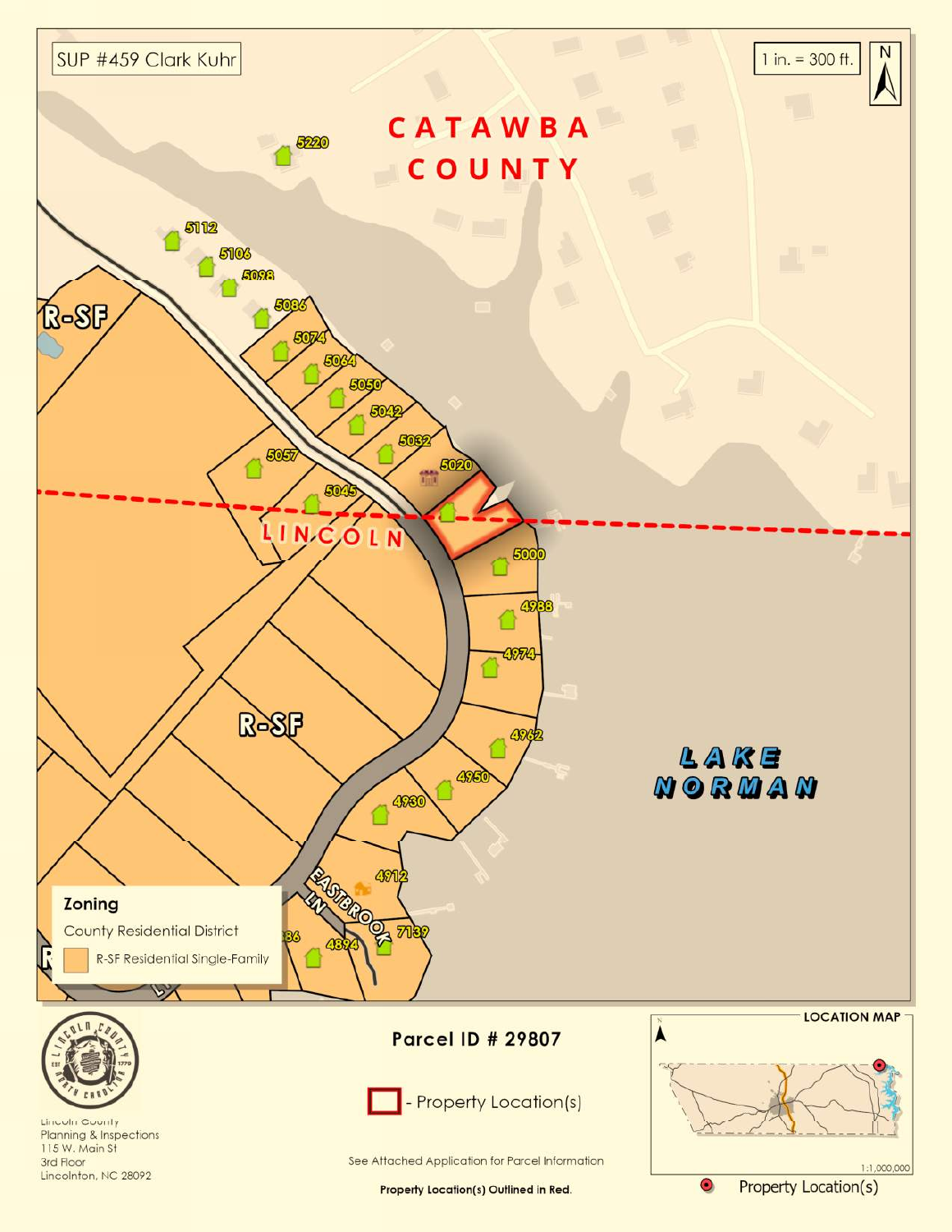SUP #459 Clark Kuhr

1 in. = 300 ft.

N

CATAWBA COUNTY

LINCOLN

LAKE NORMAN

R-SF

EASTBROOK LN

5220

5112

5106

5098

5086

5074

5064

5050

5042

5032

5020

5057

5045

5000

4988

4974

4962

4950

4930

4912

7139

4894

**Zoning**

County Residential District

R-SF Residential Single-Family

Lincoln County
Planning & Inspections
115 W. Main St
3rd Floor
Lincolnton, NC 28092

**Parcel ID # 29807**

- Property Location(s)

See Attached Application for Parcel Information

**Property Location(s) Outlined in Red.**

LOCATION MAP

1:1,000,000

Property Location(s)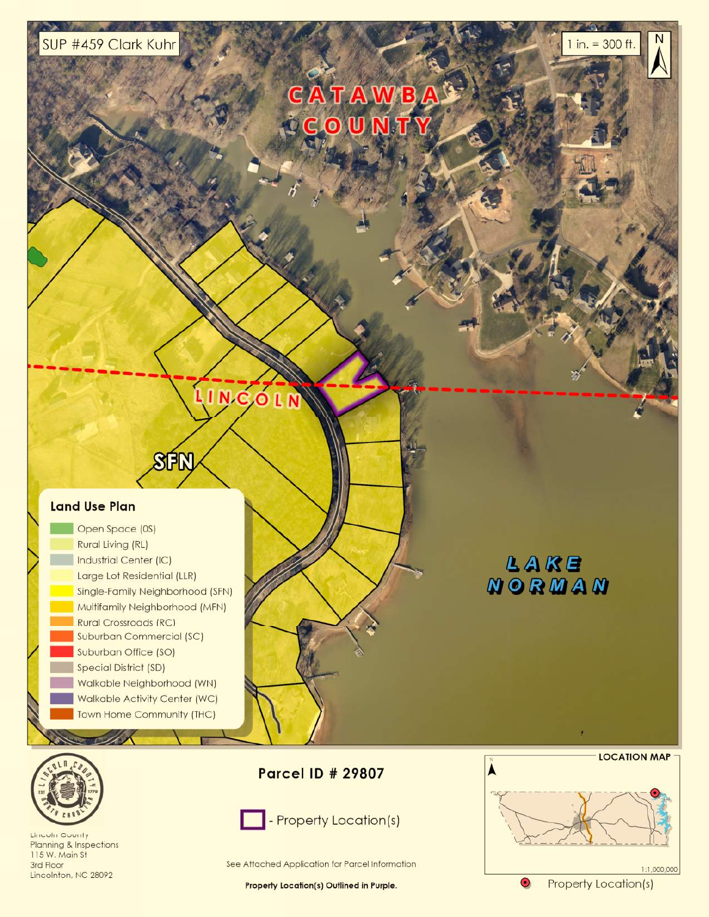SUP #459 Clark Kuhr

1 in. = 300 ft.

N

CATAWBA COUNTY

LINCOLN

SFN

LAKE NORMAN

**Land Use Plan**

- Open Space (OS)
- Rural Living (RL)
- Industrial Center (IC)
- Large Lot Residential (LLR)
- Single-Family Neighborhood (SFN)
- Multifamily Neighborhood (MFN)
- Rural Crossroads (RC)
- Suburban Commercial (SC)
- Suburban Office (SO)
- Special District (SD)
- Walkable Neighborhood (WN)
- Walkable Activity Center (WC)
- Town Home Community (THC)

**Parcel ID # 29807**

- Property Location(s)

See Attached Application for Parcel Information

**Property Location(s) Outlined in Purple.**

LOCATION MAP

1:1,000,000

Property Location(s)

Lincoln County
Planning & Inspections
115 W. Main St
3rd Floor
Lincolnton, NC 28092